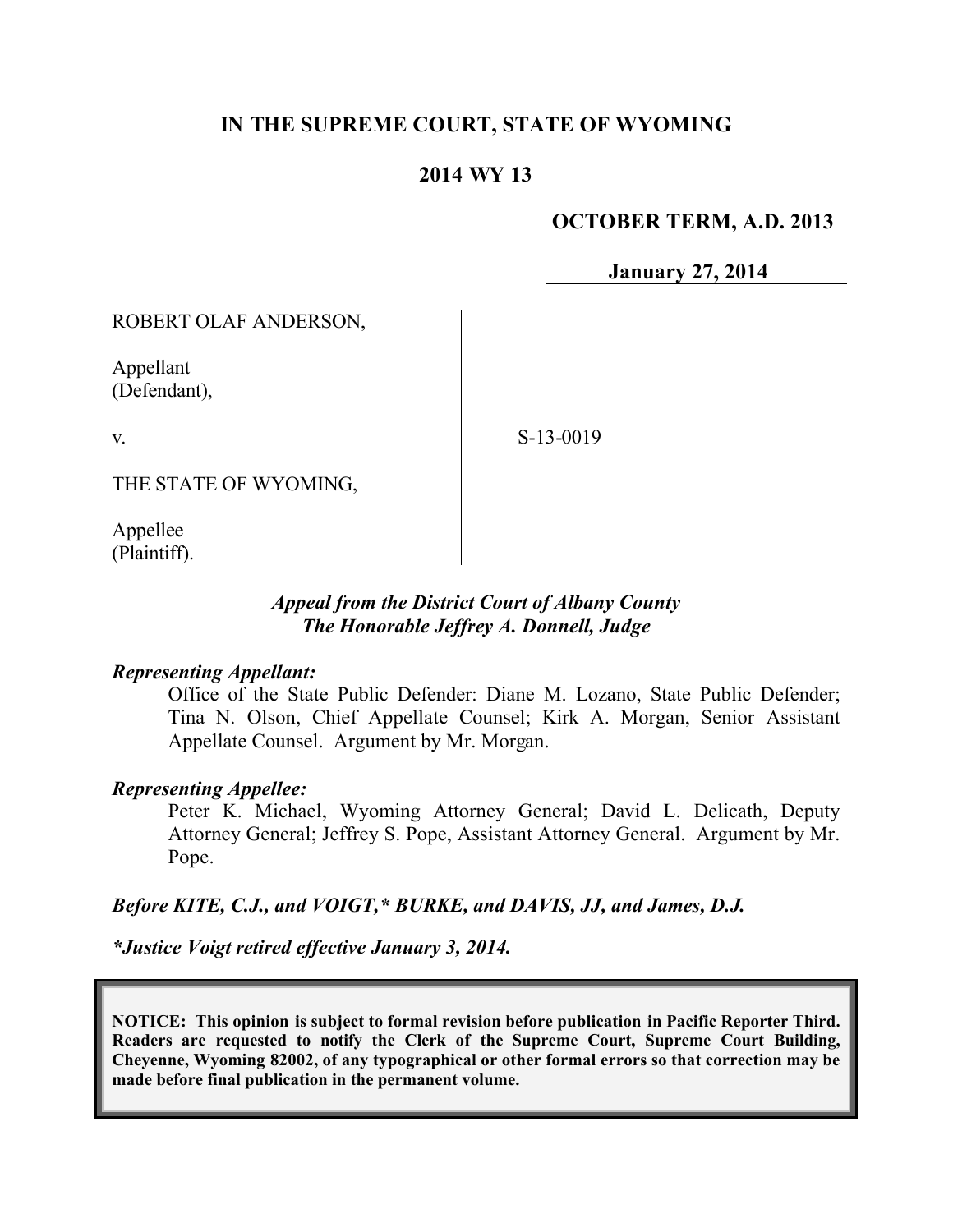# IN THE SUPREME COURT, STATE OF WYOMING

## 2014 WY 13

**OCTOBER TERM, A.D. 2013**

**January 27, 2014**

ROBERT OLAF ANDERSON,

Appellant
(Defendant),

v.

S-13-0019

THE STATE OF WYOMING,

Appellee
(Plaintiff).

*Appeal from the District Court of Albany County*
*The Honorable Jeffrey A. Donnell, Judge*

***Representing Appellant:***

Office of the State Public Defender: Diane M. Lozano, State Public Defender; Tina N. Olson, Chief Appellate Counsel; Kirk A. Morgan, Senior Assistant Appellate Counsel. Argument by Mr. Morgan.

***Representing Appellee:***

Peter K. Michael, Wyoming Attorney General; David L. Delicath, Deputy Attorney General; Jeffrey S. Pope, Assistant Attorney General. Argument by Mr. Pope.

***Before KITE, C.J., and VOIGT,\* BURKE, and DAVIS, JJ, and James, D.J.***

***\*Justice Voigt retired effective January 3, 2014.***

**NOTICE: This opinion is subject to formal revision before publication in Pacific Reporter Third. Readers are requested to notify the Clerk of the Supreme Court, Supreme Court Building, Cheyenne, Wyoming 82002, of any typographical or other formal errors so that correction may be made before final publication in the permanent volume.**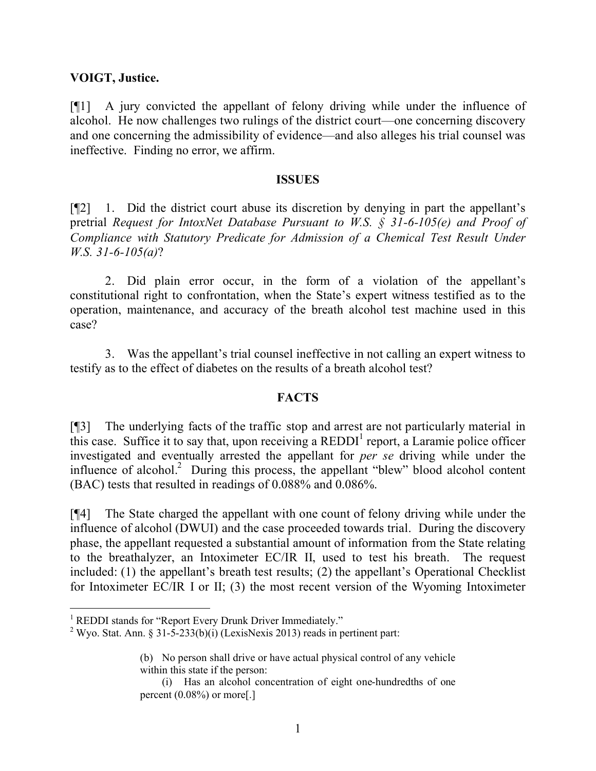**VOIGT, Justice.**

[¶1] A jury convicted the appellant of felony driving while under the influence of alcohol. He now challenges two rulings of the district court—one concerning discovery and one concerning the admissibility of evidence—and also alleges his trial counsel was ineffective. Finding no error, we affirm.

## ISSUES

[¶2] 1. Did the district court abuse its discretion by denying in part the appellant's pretrial *Request for IntoxNet Database Pursuant to W.S. § 31-6-105(e) and Proof of Compliance with Statutory Predicate for Admission of a Chemical Test Result Under W.S. 31-6-105(a)*?

2. Did plain error occur, in the form of a violation of the appellant's constitutional right to confrontation, when the State's expert witness testified as to the operation, maintenance, and accuracy of the breath alcohol test machine used in this case?

3. Was the appellant's trial counsel ineffective in not calling an expert witness to testify as to the effect of diabetes on the results of a breath alcohol test?

## FACTS

[¶3] The underlying facts of the traffic stop and arrest are not particularly material in this case. Suffice it to say that, upon receiving a REDDI[1] report, a Laramie police officer investigated and eventually arrested the appellant for *per se* driving while under the influence of alcohol.[2] During this process, the appellant "blew" blood alcohol content (BAC) tests that resulted in readings of 0.088% and 0.086%.

[¶4] The State charged the appellant with one count of felony driving while under the influence of alcohol (DWUI) and the case proceeded towards trial. During the discovery phase, the appellant requested a substantial amount of information from the State relating to the breathalyzer, an Intoximeter EC/IR II, used to test his breath. The request included: (1) the appellant's breath test results; (2) the appellant's Operational Checklist for Intoximeter EC/IR I or II; (3) the most recent version of the Wyoming Intoximeter

---

[1] REDDI stands for "Report Every Drunk Driver Immediately."

[2] Wyo. Stat. Ann. § 31-5-233(b)(i) (LexisNexis 2013) reads in pertinent part:

> (b) No person shall drive or have actual physical control of any vehicle within this state if the person:
>
> (i) Has an alcohol concentration of eight one-hundredths of one percent (0.08%) or more[.]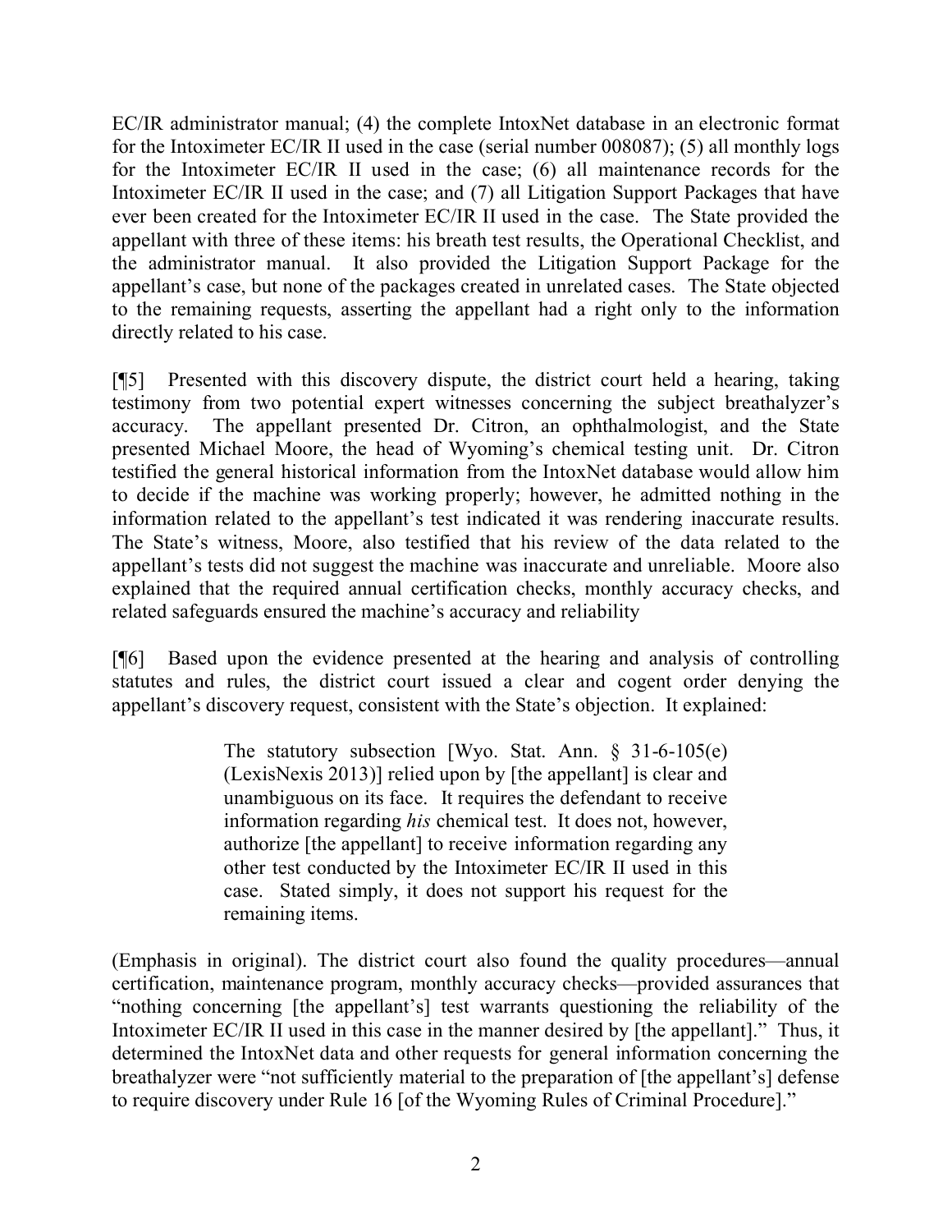EC/IR administrator manual; (4) the complete IntoxNet database in an electronic format for the Intoximeter EC/IR II used in the case (serial number 008087); (5) all monthly logs for the Intoximeter EC/IR II used in the case; (6) all maintenance records for the Intoximeter EC/IR II used in the case; and (7) all Litigation Support Packages that have ever been created for the Intoximeter EC/IR II used in the case. The State provided the appellant with three of these items: his breath test results, the Operational Checklist, and the administrator manual. It also provided the Litigation Support Package for the appellant's case, but none of the packages created in unrelated cases. The State objected to the remaining requests, asserting the appellant had a right only to the information directly related to his case.

[¶5] Presented with this discovery dispute, the district court held a hearing, taking testimony from two potential expert witnesses concerning the subject breathalyzer's accuracy. The appellant presented Dr. Citron, an ophthalmologist, and the State presented Michael Moore, the head of Wyoming's chemical testing unit. Dr. Citron testified the general historical information from the IntoxNet database would allow him to decide if the machine was working properly; however, he admitted nothing in the information related to the appellant's test indicated it was rendering inaccurate results. The State's witness, Moore, also testified that his review of the data related to the appellant's tests did not suggest the machine was inaccurate and unreliable. Moore also explained that the required annual certification checks, monthly accuracy checks, and related safeguards ensured the machine's accuracy and reliability

[¶6] Based upon the evidence presented at the hearing and analysis of controlling statutes and rules, the district court issued a clear and cogent order denying the appellant's discovery request, consistent with the State's objection. It explained:

> The statutory subsection [Wyo. Stat. Ann. § 31-6-105(e) (LexisNexis 2013)] relied upon by [the appellant] is clear and unambiguous on its face. It requires the defendant to receive information regarding *his* chemical test. It does not, however, authorize [the appellant] to receive information regarding any other test conducted by the Intoximeter EC/IR II used in this case. Stated simply, it does not support his request for the remaining items.

(Emphasis in original). The district court also found the quality procedures—annual certification, maintenance program, monthly accuracy checks—provided assurances that "nothing concerning [the appellant's] test warrants questioning the reliability of the Intoximeter EC/IR II used in this case in the manner desired by [the appellant]." Thus, it determined the IntoxNet data and other requests for general information concerning the breathalyzer were "not sufficiently material to the preparation of [the appellant's] defense to require discovery under Rule 16 [of the Wyoming Rules of Criminal Procedure]."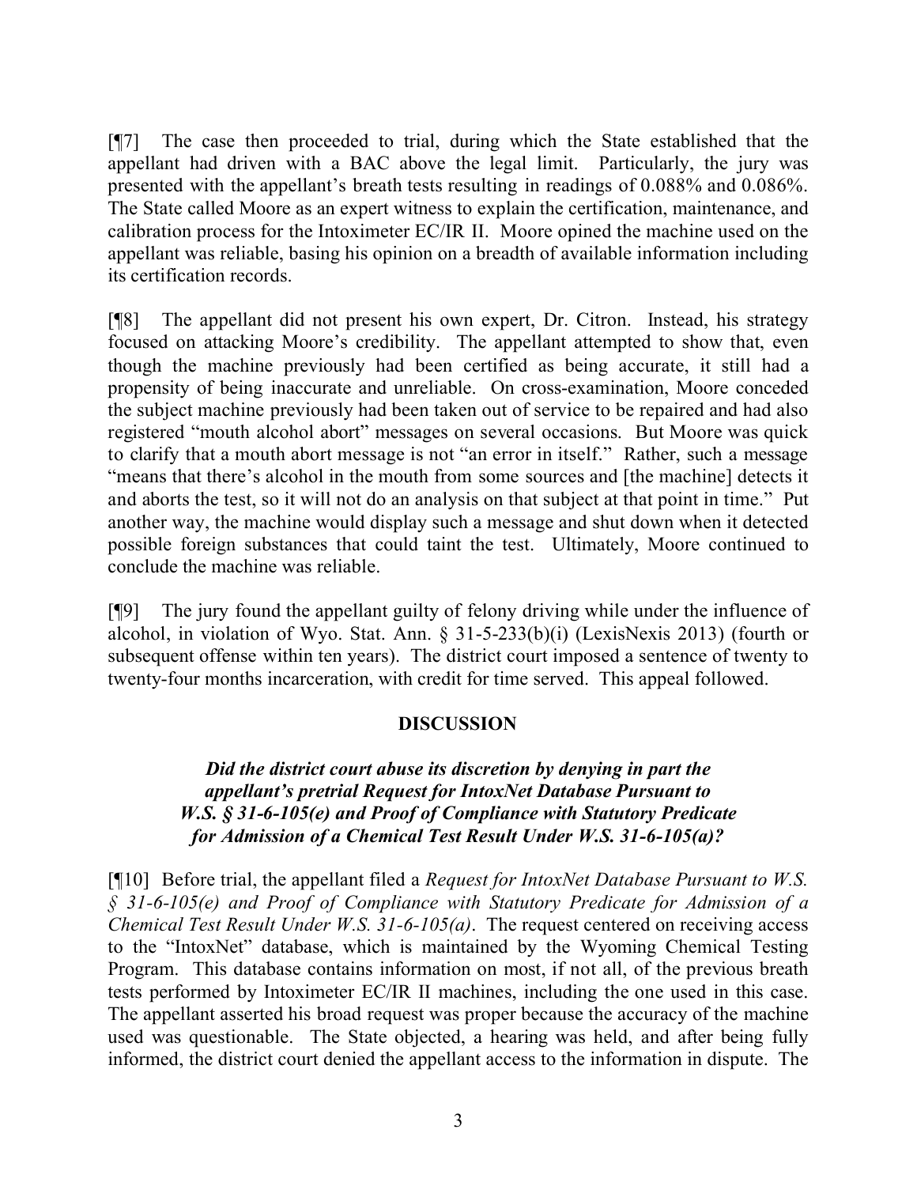[¶7] The case then proceeded to trial, during which the State established that the appellant had driven with a BAC above the legal limit. Particularly, the jury was presented with the appellant's breath tests resulting in readings of 0.088% and 0.086%. The State called Moore as an expert witness to explain the certification, maintenance, and calibration process for the Intoximeter EC/IR II. Moore opined the machine used on the appellant was reliable, basing his opinion on a breadth of available information including its certification records.

[¶8] The appellant did not present his own expert, Dr. Citron. Instead, his strategy focused on attacking Moore's credibility. The appellant attempted to show that, even though the machine previously had been certified as being accurate, it still had a propensity of being inaccurate and unreliable. On cross-examination, Moore conceded the subject machine previously had been taken out of service to be repaired and had also registered "mouth alcohol abort" messages on several occasions. But Moore was quick to clarify that a mouth abort message is not "an error in itself." Rather, such a message "means that there's alcohol in the mouth from some sources and [the machine] detects it and aborts the test, so it will not do an analysis on that subject at that point in time." Put another way, the machine would display such a message and shut down when it detected possible foreign substances that could taint the test. Ultimately, Moore continued to conclude the machine was reliable.

[¶9] The jury found the appellant guilty of felony driving while under the influence of alcohol, in violation of Wyo. Stat. Ann. § 31-5-233(b)(i) (LexisNexis 2013) (fourth or subsequent offense within ten years). The district court imposed a sentence of twenty to twenty-four months incarceration, with credit for time served. This appeal followed.

## DISCUSSION

### *Did the district court abuse its discretion by denying in part the appellant's pretrial Request for IntoxNet Database Pursuant to W.S. § 31-6-105(e) and Proof of Compliance with Statutory Predicate for Admission of a Chemical Test Result Under W.S. 31-6-105(a)?*

[¶10] Before trial, the appellant filed a *Request for IntoxNet Database Pursuant to W.S. § 31-6-105(e) and Proof of Compliance with Statutory Predicate for Admission of a Chemical Test Result Under W.S. 31-6-105(a)*. The request centered on receiving access to the "IntoxNet" database, which is maintained by the Wyoming Chemical Testing Program. This database contains information on most, if not all, of the previous breath tests performed by Intoximeter EC/IR II machines, including the one used in this case. The appellant asserted his broad request was proper because the accuracy of the machine used was questionable. The State objected, a hearing was held, and after being fully informed, the district court denied the appellant access to the information in dispute. The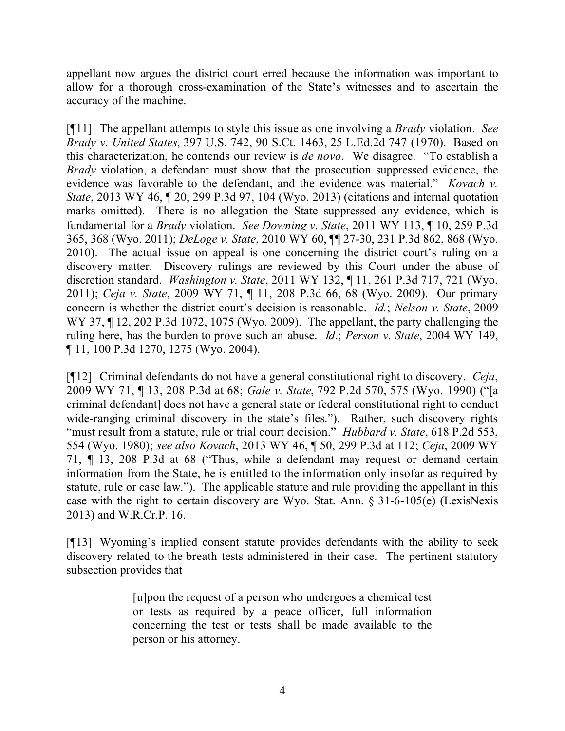appellant now argues the district court erred because the information was important to allow for a thorough cross-examination of the State's witnesses and to ascertain the accuracy of the machine.

[¶11] The appellant attempts to style this issue as one involving a *Brady* violation. *See Brady v. United States*, 397 U.S. 742, 90 S.Ct. 1463, 25 L.Ed.2d 747 (1970). Based on this characterization, he contends our review is *de novo*. We disagree. "To establish a *Brady* violation, a defendant must show that the prosecution suppressed evidence, the evidence was favorable to the defendant, and the evidence was material." *Kovach v. State*, 2013 WY 46, ¶ 20, 299 P.3d 97, 104 (Wyo. 2013) (citations and internal quotation marks omitted). There is no allegation the State suppressed any evidence, which is fundamental for a *Brady* violation. *See Downing v. State*, 2011 WY 113, ¶ 10, 259 P.3d 365, 368 (Wyo. 2011); *DeLoge v. State*, 2010 WY 60, ¶¶ 27-30, 231 P.3d 862, 868 (Wyo. 2010). The actual issue on appeal is one concerning the district court's ruling on a discovery matter. Discovery rulings are reviewed by this Court under the abuse of discretion standard. *Washington v. State*, 2011 WY 132, ¶ 11, 261 P.3d 717, 721 (Wyo. 2011); *Ceja v. State*, 2009 WY 71, ¶ 11, 208 P.3d 66, 68 (Wyo. 2009). Our primary concern is whether the district court's decision is reasonable. *Id.*; *Nelson v. State*, 2009 WY 37, ¶ 12, 202 P.3d 1072, 1075 (Wyo. 2009). The appellant, the party challenging the ruling here, has the burden to prove such an abuse. *Id*.; *Person v. State*, 2004 WY 149, ¶ 11, 100 P.3d 1270, 1275 (Wyo. 2004).

[¶12] Criminal defendants do not have a general constitutional right to discovery. *Ceja*, 2009 WY 71, ¶ 13, 208 P.3d at 68; *Gale v. State*, 792 P.2d 570, 575 (Wyo. 1990) ("[a criminal defendant] does not have a general state or federal constitutional right to conduct wide-ranging criminal discovery in the state's files."). Rather, such discovery rights "must result from a statute, rule or trial court decision." *Hubbard v. State*, 618 P.2d 553, 554 (Wyo. 1980); *see also Kovach*, 2013 WY 46, ¶ 50, 299 P.3d at 112; *Ceja*, 2009 WY 71, ¶ 13, 208 P.3d at 68 ("Thus, while a defendant may request or demand certain information from the State, he is entitled to the information only insofar as required by statute, rule or case law."). The applicable statute and rule providing the appellant in this case with the right to certain discovery are Wyo. Stat. Ann. § 31-6-105(e) (LexisNexis 2013) and W.R.Cr.P. 16.

[¶13] Wyoming's implied consent statute provides defendants with the ability to seek discovery related to the breath tests administered in their case. The pertinent statutory subsection provides that

> [u]pon the request of a person who undergoes a chemical test or tests as required by a peace officer, full information concerning the test or tests shall be made available to the person or his attorney.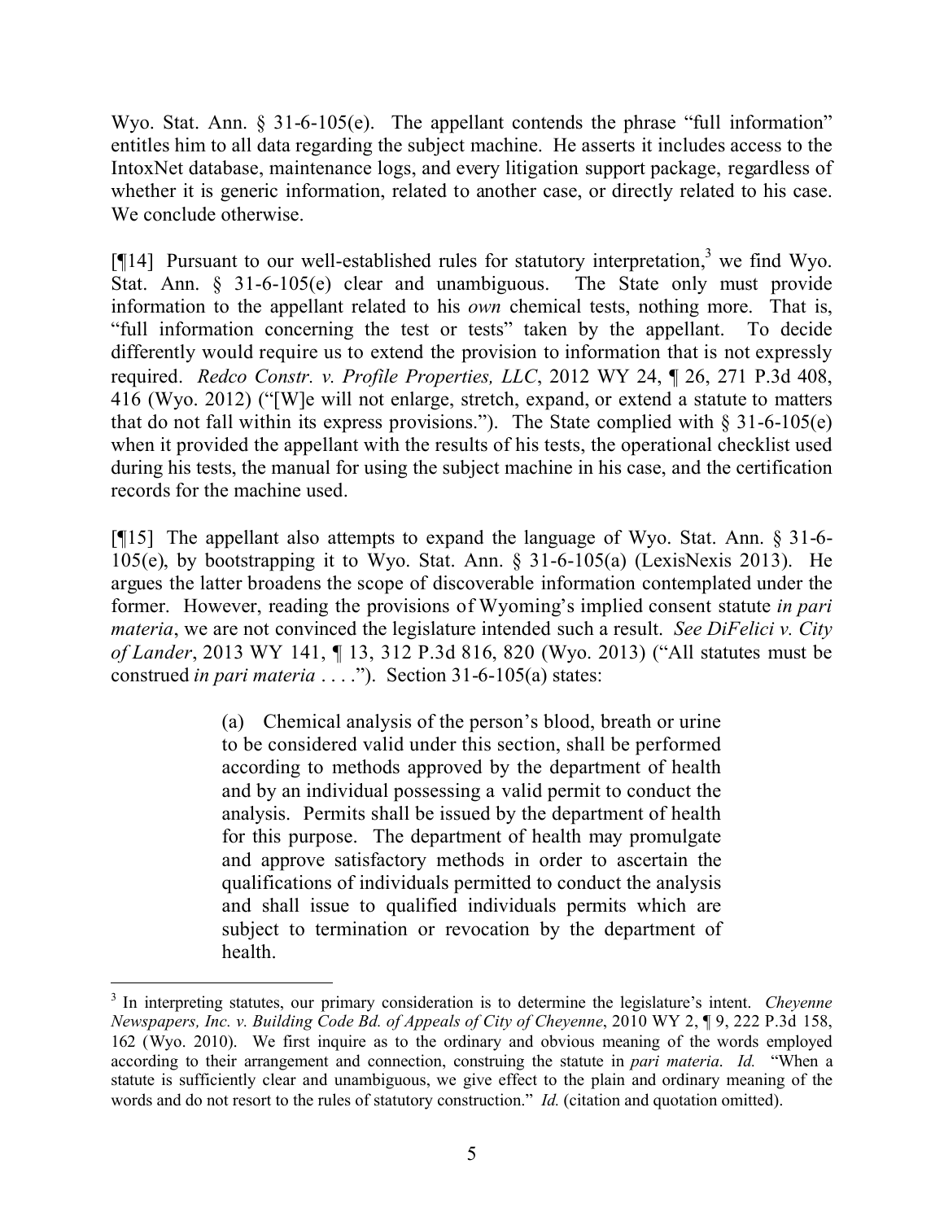Wyo. Stat. Ann. § 31-6-105(e). The appellant contends the phrase "full information" entitles him to all data regarding the subject machine. He asserts it includes access to the IntoxNet database, maintenance logs, and every litigation support package, regardless of whether it is generic information, related to another case, or directly related to his case. We conclude otherwise.

[¶14] Pursuant to our well-established rules for statutory interpretation,[3] we find Wyo. Stat. Ann. § 31-6-105(e) clear and unambiguous. The State only must provide information to the appellant related to his *own* chemical tests, nothing more. That is, "full information concerning the test or tests" taken by the appellant. To decide differently would require us to extend the provision to information that is not expressly required. *Redco Constr. v. Profile Properties, LLC*, 2012 WY 24, ¶ 26, 271 P.3d 408, 416 (Wyo. 2012) ("[W]e will not enlarge, stretch, expand, or extend a statute to matters that do not fall within its express provisions."). The State complied with § 31-6-105(e) when it provided the appellant with the results of his tests, the operational checklist used during his tests, the manual for using the subject machine in his case, and the certification records for the machine used.

[¶15] The appellant also attempts to expand the language of Wyo. Stat. Ann. § 31-6-105(e), by bootstrapping it to Wyo. Stat. Ann. § 31-6-105(a) (LexisNexis 2013). He argues the latter broadens the scope of discoverable information contemplated under the former. However, reading the provisions of Wyoming's implied consent statute *in pari materia*, we are not convinced the legislature intended such a result. *See DiFelici v. City of Lander*, 2013 WY 141, ¶ 13, 312 P.3d 816, 820 (Wyo. 2013) ("All statutes must be construed *in pari materia* . . . ."). Section 31-6-105(a) states:

> (a) Chemical analysis of the person's blood, breath or urine to be considered valid under this section, shall be performed according to methods approved by the department of health and by an individual possessing a valid permit to conduct the analysis. Permits shall be issued by the department of health for this purpose. The department of health may promulgate and approve satisfactory methods in order to ascertain the qualifications of individuals permitted to conduct the analysis and shall issue to qualified individuals permits which are subject to termination or revocation by the department of health.

---

[3] In interpreting statutes, our primary consideration is to determine the legislature's intent. *Cheyenne Newspapers, Inc. v. Building Code Bd. of Appeals of City of Cheyenne*, 2010 WY 2, ¶ 9, 222 P.3d 158, 162 (Wyo. 2010). We first inquire as to the ordinary and obvious meaning of the words employed according to their arrangement and connection, construing the statute in *pari materia*. *Id.* "When a statute is sufficiently clear and unambiguous, we give effect to the plain and ordinary meaning of the words and do not resort to the rules of statutory construction." *Id.* (citation and quotation omitted).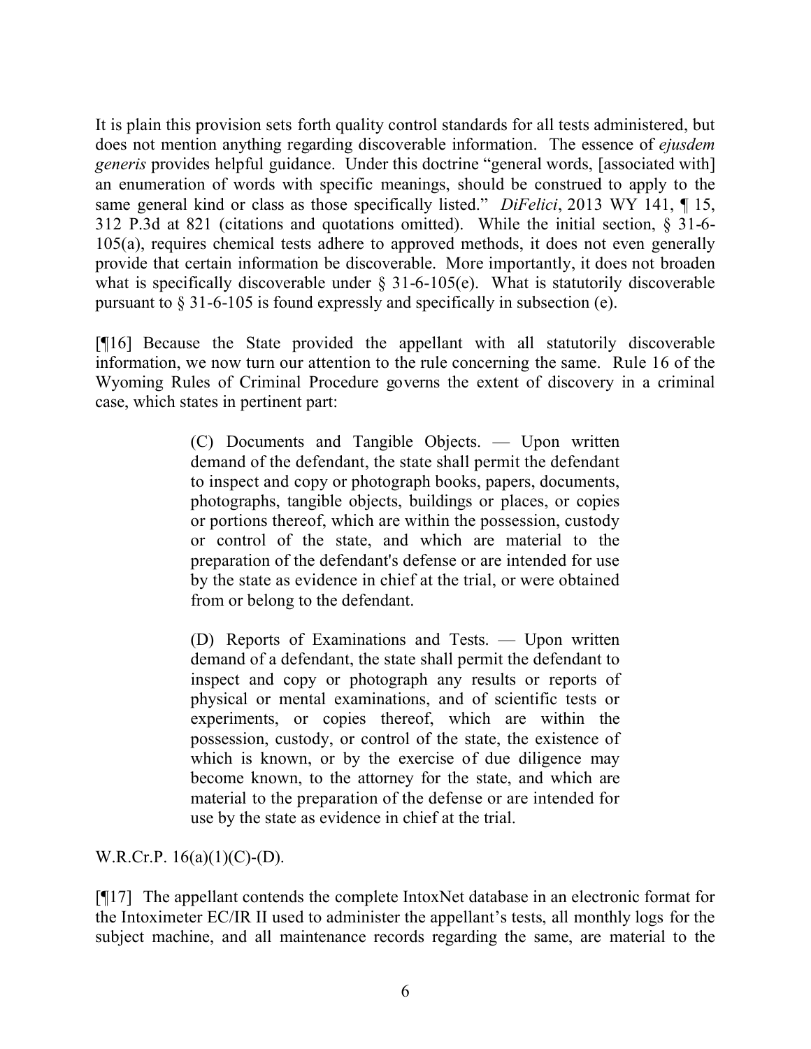It is plain this provision sets forth quality control standards for all tests administered, but does not mention anything regarding discoverable information. The essence of *ejusdem generis* provides helpful guidance. Under this doctrine "general words, [associated with] an enumeration of words with specific meanings, should be construed to apply to the same general kind or class as those specifically listed." *DiFelici*, 2013 WY 141, ¶ 15, 312 P.3d at 821 (citations and quotations omitted). While the initial section, § 31-6-105(a), requires chemical tests adhere to approved methods, it does not even generally provide that certain information be discoverable. More importantly, it does not broaden what is specifically discoverable under § 31-6-105(e). What is statutorily discoverable pursuant to § 31-6-105 is found expressly and specifically in subsection (e).

[¶16] Because the State provided the appellant with all statutorily discoverable information, we now turn our attention to the rule concerning the same. Rule 16 of the Wyoming Rules of Criminal Procedure governs the extent of discovery in a criminal case, which states in pertinent part:

> (C) Documents and Tangible Objects. — Upon written demand of the defendant, the state shall permit the defendant to inspect and copy or photograph books, papers, documents, photographs, tangible objects, buildings or places, or copies or portions thereof, which are within the possession, custody or control of the state, and which are material to the preparation of the defendant's defense or are intended for use by the state as evidence in chief at the trial, or were obtained from or belong to the defendant.
>
> (D) Reports of Examinations and Tests. — Upon written demand of a defendant, the state shall permit the defendant to inspect and copy or photograph any results or reports of physical or mental examinations, and of scientific tests or experiments, or copies thereof, which are within the possession, custody, or control of the state, the existence of which is known, or by the exercise of due diligence may become known, to the attorney for the state, and which are material to the preparation of the defense or are intended for use by the state as evidence in chief at the trial.

W.R.Cr.P. 16(a)(1)(C)-(D).

[¶17] The appellant contends the complete IntoxNet database in an electronic format for the Intoximeter EC/IR II used to administer the appellant's tests, all monthly logs for the subject machine, and all maintenance records regarding the same, are material to the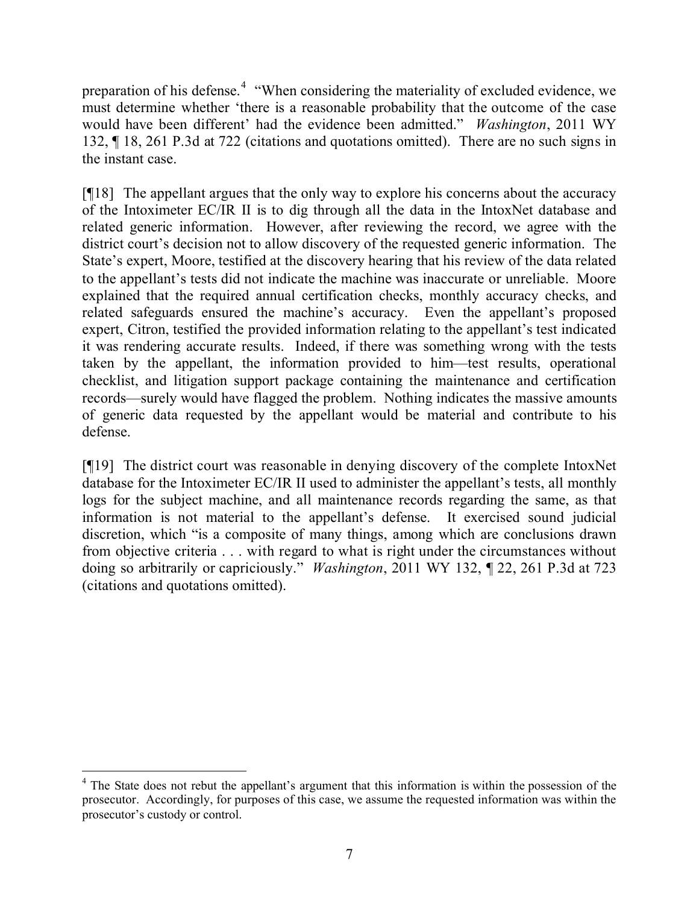preparation of his defense.[4] "When considering the materiality of excluded evidence, we must determine whether 'there is a reasonable probability that the outcome of the case would have been different' had the evidence been admitted." *Washington*, 2011 WY 132, ¶ 18, 261 P.3d at 722 (citations and quotations omitted). There are no such signs in the instant case.

[¶18] The appellant argues that the only way to explore his concerns about the accuracy of the Intoximeter EC/IR II is to dig through all the data in the IntoxNet database and related generic information. However, after reviewing the record, we agree with the district court's decision not to allow discovery of the requested generic information. The State's expert, Moore, testified at the discovery hearing that his review of the data related to the appellant's tests did not indicate the machine was inaccurate or unreliable. Moore explained that the required annual certification checks, monthly accuracy checks, and related safeguards ensured the machine's accuracy. Even the appellant's proposed expert, Citron, testified the provided information relating to the appellant's test indicated it was rendering accurate results. Indeed, if there was something wrong with the tests taken by the appellant, the information provided to him—test results, operational checklist, and litigation support package containing the maintenance and certification records—surely would have flagged the problem. Nothing indicates the massive amounts of generic data requested by the appellant would be material and contribute to his defense.

[¶19] The district court was reasonable in denying discovery of the complete IntoxNet database for the Intoximeter EC/IR II used to administer the appellant's tests, all monthly logs for the subject machine, and all maintenance records regarding the same, as that information is not material to the appellant's defense. It exercised sound judicial discretion, which "is a composite of many things, among which are conclusions drawn from objective criteria . . . with regard to what is right under the circumstances without doing so arbitrarily or capriciously." *Washington*, 2011 WY 132, ¶ 22, 261 P.3d at 723 (citations and quotations omitted).

---

[4] The State does not rebut the appellant's argument that this information is within the possession of the prosecutor. Accordingly, for purposes of this case, we assume the requested information was within the prosecutor's custody or control.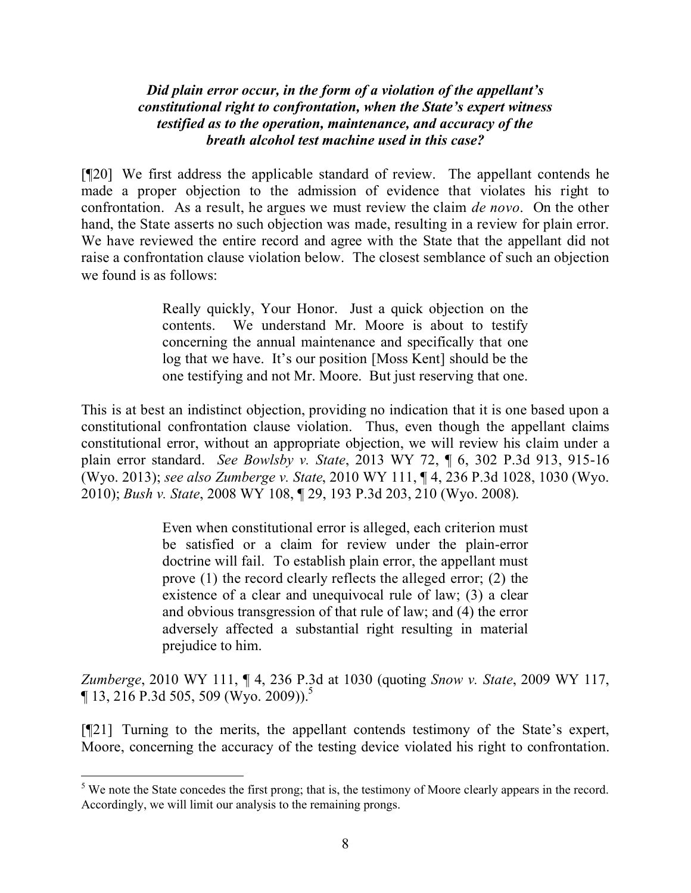***Did plain error occur, in the form of a violation of the appellant's constitutional right to confrontation, when the State's expert witness testified as to the operation, maintenance, and accuracy of the breath alcohol test machine used in this case?***

[¶20] We first address the applicable standard of review. The appellant contends he made a proper objection to the admission of evidence that violates his right to confrontation. As a result, he argues we must review the claim *de novo*. On the other hand, the State asserts no such objection was made, resulting in a review for plain error. We have reviewed the entire record and agree with the State that the appellant did not raise a confrontation clause violation below. The closest semblance of such an objection we found is as follows:

> Really quickly, Your Honor. Just a quick objection on the contents. We understand Mr. Moore is about to testify concerning the annual maintenance and specifically that one log that we have. It's our position [Moss Kent] should be the one testifying and not Mr. Moore. But just reserving that one.

This is at best an indistinct objection, providing no indication that it is one based upon a constitutional confrontation clause violation. Thus, even though the appellant claims constitutional error, without an appropriate objection, we will review his claim under a plain error standard. *See Bowlsby v. State*, 2013 WY 72, ¶ 6, 302 P.3d 913, 915-16 (Wyo. 2013); *see also Zumberge v. State*, 2010 WY 111, ¶ 4, 236 P.3d 1028, 1030 (Wyo. 2010); *Bush v. State*, 2008 WY 108, ¶ 29, 193 P.3d 203, 210 (Wyo. 2008).

> Even when constitutional error is alleged, each criterion must be satisfied or a claim for review under the plain-error doctrine will fail. To establish plain error, the appellant must prove (1) the record clearly reflects the alleged error; (2) the existence of a clear and unequivocal rule of law; (3) a clear and obvious transgression of that rule of law; and (4) the error adversely affected a substantial right resulting in material prejudice to him.

*Zumberge*, 2010 WY 111, ¶ 4, 236 P.3d at 1030 (quoting *Snow v. State*, 2009 WY 117, ¶ 13, 216 P.3d 505, 509 (Wyo. 2009)).[5]

[¶21] Turning to the merits, the appellant contends testimony of the State's expert, Moore, concerning the accuracy of the testing device violated his right to confrontation.

---

[5] We note the State concedes the first prong; that is, the testimony of Moore clearly appears in the record. Accordingly, we will limit our analysis to the remaining prongs.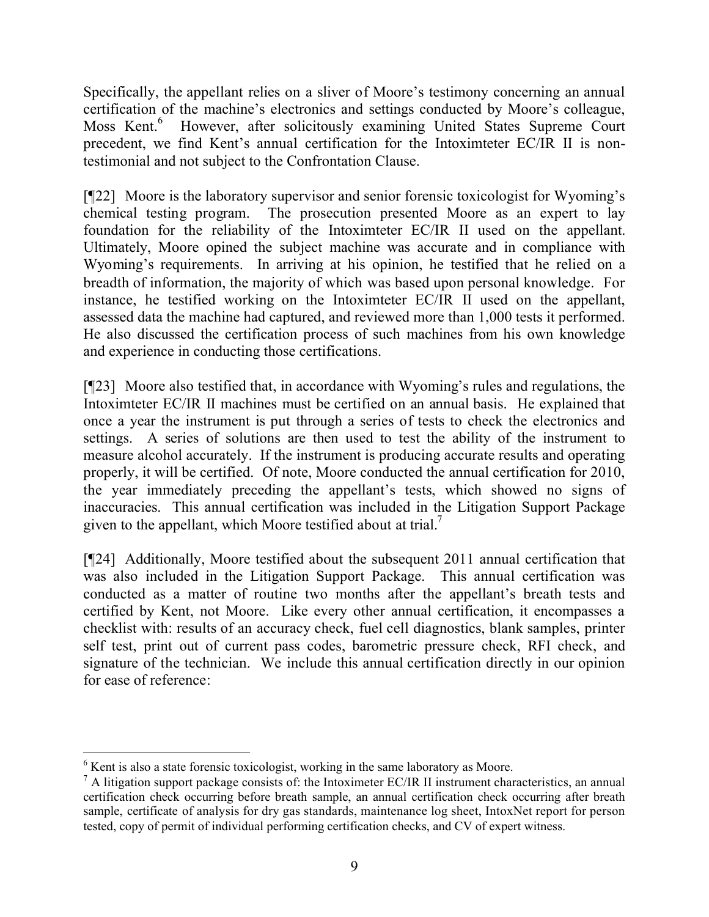Specifically, the appellant relies on a sliver of Moore's testimony concerning an annual certification of the machine's electronics and settings conducted by Moore's colleague, Moss Kent.[6] However, after solicitously examining United States Supreme Court precedent, we find Kent's annual certification for the Intoximteter EC/IR II is non-testimonial and not subject to the Confrontation Clause.

[¶22] Moore is the laboratory supervisor and senior forensic toxicologist for Wyoming's chemical testing program. The prosecution presented Moore as an expert to lay foundation for the reliability of the Intoximteter EC/IR II used on the appellant. Ultimately, Moore opined the subject machine was accurate and in compliance with Wyoming's requirements. In arriving at his opinion, he testified that he relied on a breadth of information, the majority of which was based upon personal knowledge. For instance, he testified working on the Intoximteter EC/IR II used on the appellant, assessed data the machine had captured, and reviewed more than 1,000 tests it performed. He also discussed the certification process of such machines from his own knowledge and experience in conducting those certifications.

[¶23] Moore also testified that, in accordance with Wyoming's rules and regulations, the Intoximteter EC/IR II machines must be certified on an annual basis. He explained that once a year the instrument is put through a series of tests to check the electronics and settings. A series of solutions are then used to test the ability of the instrument to measure alcohol accurately. If the instrument is producing accurate results and operating properly, it will be certified. Of note, Moore conducted the annual certification for 2010, the year immediately preceding the appellant's tests, which showed no signs of inaccuracies. This annual certification was included in the Litigation Support Package given to the appellant, which Moore testified about at trial.[7]

[¶24] Additionally, Moore testified about the subsequent 2011 annual certification that was also included in the Litigation Support Package. This annual certification was conducted as a matter of routine two months after the appellant's breath tests and certified by Kent, not Moore. Like every other annual certification, it encompasses a checklist with: results of an accuracy check, fuel cell diagnostics, blank samples, printer self test, print out of current pass codes, barometric pressure check, RFI check, and signature of the technician. We include this annual certification directly in our opinion for ease of reference:

---

[6] Kent is also a state forensic toxicologist, working in the same laboratory as Moore.

[7] A litigation support package consists of: the Intoxímeter EC/IR II instrument characteristics, an annual certification check occurring before breath sample, an annual certification check occurring after breath sample, certificate of analysis for dry gas standards, maintenance log sheet, IntoxNet report for person tested, copy of permit of individual performing certification checks, and CV of expert witness.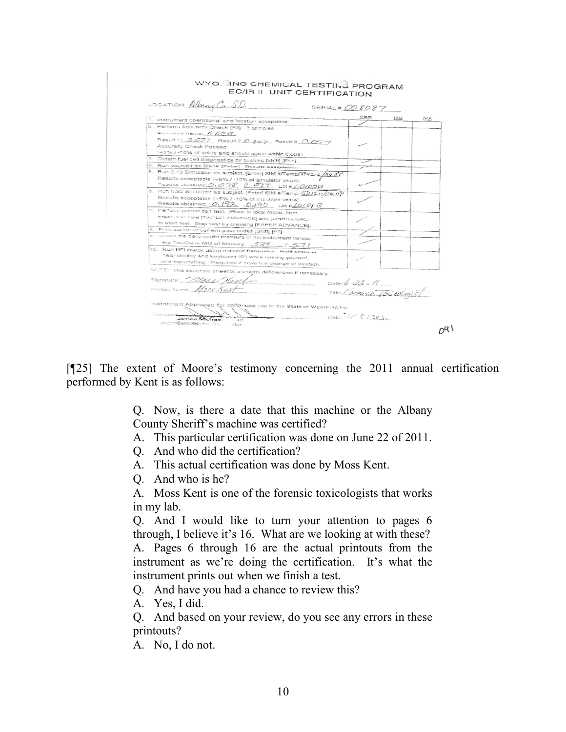WYOMING CHEMICAL TESTING PROGRAM
EC/IR II UNIT CERTIFICATION

LOCATION: Albany Co. S.O. SERIAL # 008087

| | YES | NO | N/A |
|---|---|---|---|
| 1. Instrument operational and location acceptable. | ✓ | | |
| 2. Perform Accuracy Check [F3] - 3 samples. Expected Value: 0.077 Result 1: 0.077 Result 2: 0.077 Result 3: 0.077 Accuracy Check Passed (+5% / -10% of value and should agree within 0.008) | ✓ | | |
| 3. Obtain fuel cell diagnostics by pushing [shift] [F11]. | ✓ | | |
| 4. Run yourself as Blank [Enter]. Results acceptable. | ✓ | | |
| 5. Run 0.10 Simulator as subject. [Enter] SIM #/Temp: SD1210/34.0°C Results acceptable (+5% / -10% of simulator value). Results obtained: 0.098 0.097 Lot # L0100B | ✓ | | |
| 6. Run 0.20 Simulator as subject. [Enter] SIM #/Temp: SD1211/34.0°C Results acceptable (+5% / -10% of simulator value). Results obtained: 0.192 0.190 Lot # L0101B | ✓ | | |
| 7. Perform printer self test. (Place in local mode, then press and hold [PAPER ADVANCE] and [LINE/LOCAL] to start test. Stop test by pressing [PAPER ADVANCE]. | ✓ | | |
| 8. Print out list of current pass codes [Shift] [F7]. | ✓ | | |
| 9. Check the barometric pressure of the instrument versus the Tru-Cal in MM of Mercury. 578 / 571 | ✓ | | |
| 10. Run RFI check using portable transmitter. Hold antenna near display and keyboard (6") while running yourself, and transmitting. Required if there is a change of location. | ✓ | | |

NOTE: Use separate sheet to annotate deficiencies if necessary.

Signature: Moss Kent Date: 6-22-11

Printed Name: Moss Kent Title: Forensic Toxicologist

Instrument Approved for continued use in the State of Wyoming by:

Signature: [signature] Date: 7/8/2011

James Michael
WCTP Coordinator

091

[¶25] The extent of Moore's testimony concerning the 2011 annual certification performed by Kent is as follows:

> Q. Now, is there a date that this machine or the Albany County Sheriff's machine was certified?
>
> A. This particular certification was done on June 22 of 2011.
>
> Q. And who did the certification?
>
> A. This actual certification was done by Moss Kent.
>
> Q. And who is he?
>
> A. Moss Kent is one of the forensic toxicologists that works in my lab.
>
> Q. And I would like to turn your attention to pages 6 through, I believe it's 16. What are we looking at with these?
>
> A. Pages 6 through 16 are the actual printouts from the instrument as we're doing the certification. It's what the instrument prints out when we finish a test.
>
> Q. And have you had a chance to review this?
>
> A. Yes, I did.
>
> Q. And based on your review, do you see any errors in these printouts?
>
> A. No, I do not.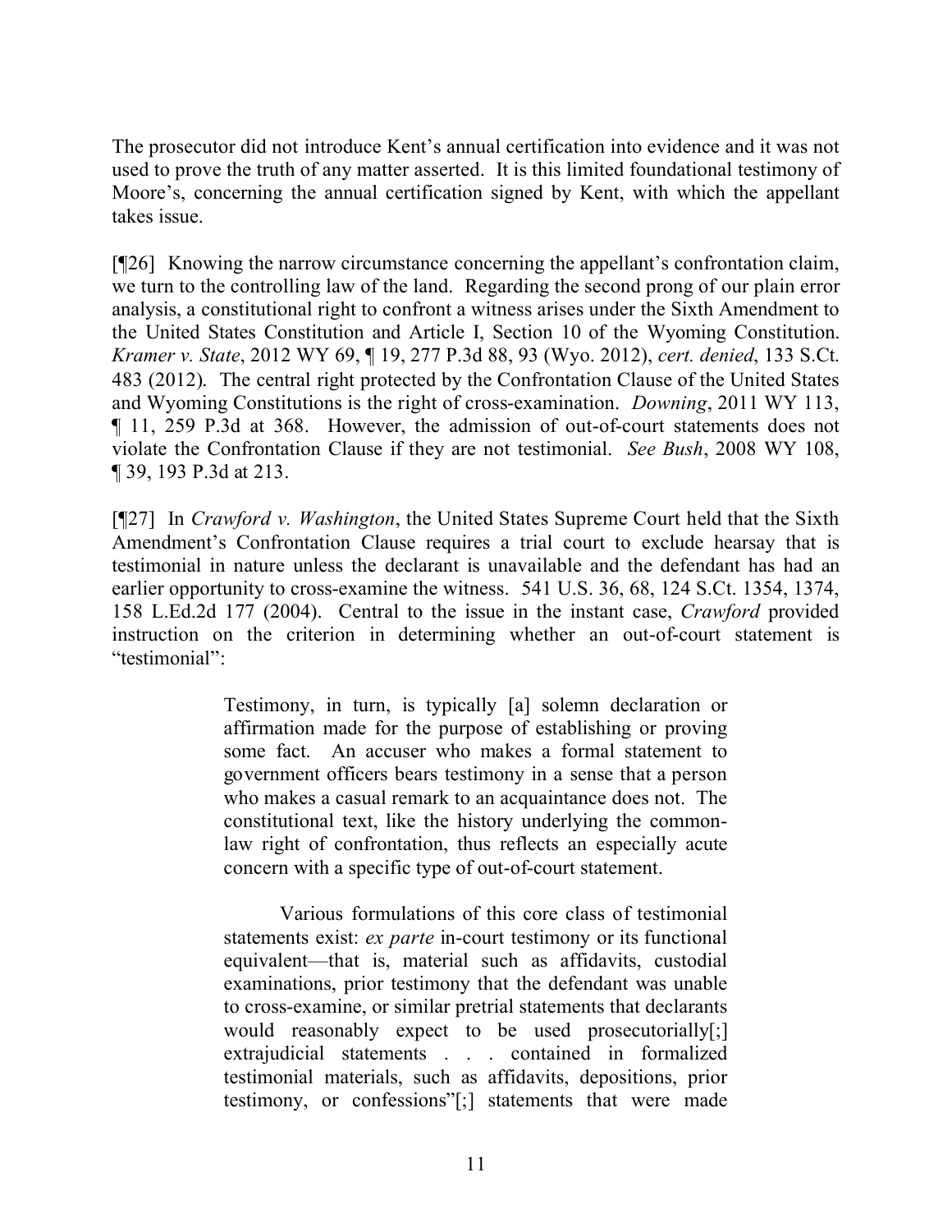The prosecutor did not introduce Kent's annual certification into evidence and it was not used to prove the truth of any matter asserted. It is this limited foundational testimony of Moore's, concerning the annual certification signed by Kent, with which the appellant takes issue.

[¶26] Knowing the narrow circumstance concerning the appellant's confrontation claim, we turn to the controlling law of the land. Regarding the second prong of our plain error analysis, a constitutional right to confront a witness arises under the Sixth Amendment to the United States Constitution and Article I, Section 10 of the Wyoming Constitution. *Kramer v. State*, 2012 WY 69, ¶ 19, 277 P.3d 88, 93 (Wyo. 2012), *cert. denied*, 133 S.Ct. 483 (2012). The central right protected by the Confrontation Clause of the United States and Wyoming Constitutions is the right of cross-examination. *Downing*, 2011 WY 113, ¶ 11, 259 P.3d at 368. However, the admission of out-of-court statements does not violate the Confrontation Clause if they are not testimonial. *See Bush*, 2008 WY 108, ¶ 39, 193 P.3d at 213.

[¶27] In *Crawford v. Washington*, the United States Supreme Court held that the Sixth Amendment's Confrontation Clause requires a trial court to exclude hearsay that is testimonial in nature unless the declarant is unavailable and the defendant has had an earlier opportunity to cross-examine the witness. 541 U.S. 36, 68, 124 S.Ct. 1354, 1374, 158 L.Ed.2d 177 (2004). Central to the issue in the instant case, *Crawford* provided instruction on the criterion in determining whether an out-of-court statement is "testimonial":

> Testimony, in turn, is typically [a] solemn declaration or affirmation made for the purpose of establishing or proving some fact. An accuser who makes a formal statement to government officers bears testimony in a sense that a person who makes a casual remark to an acquaintance does not. The constitutional text, like the history underlying the common-law right of confrontation, thus reflects an especially acute concern with a specific type of out-of-court statement.
>
> Various formulations of this core class of testimonial statements exist: *ex parte* in-court testimony or its functional equivalent—that is, material such as affidavits, custodial examinations, prior testimony that the defendant was unable to cross-examine, or similar pretrial statements that declarants would reasonably expect to be used prosecutorially[;] extrajudicial statements . . . contained in formalized testimonial materials, such as affidavits, depositions, prior testimony, or confessions"[;] statements that were made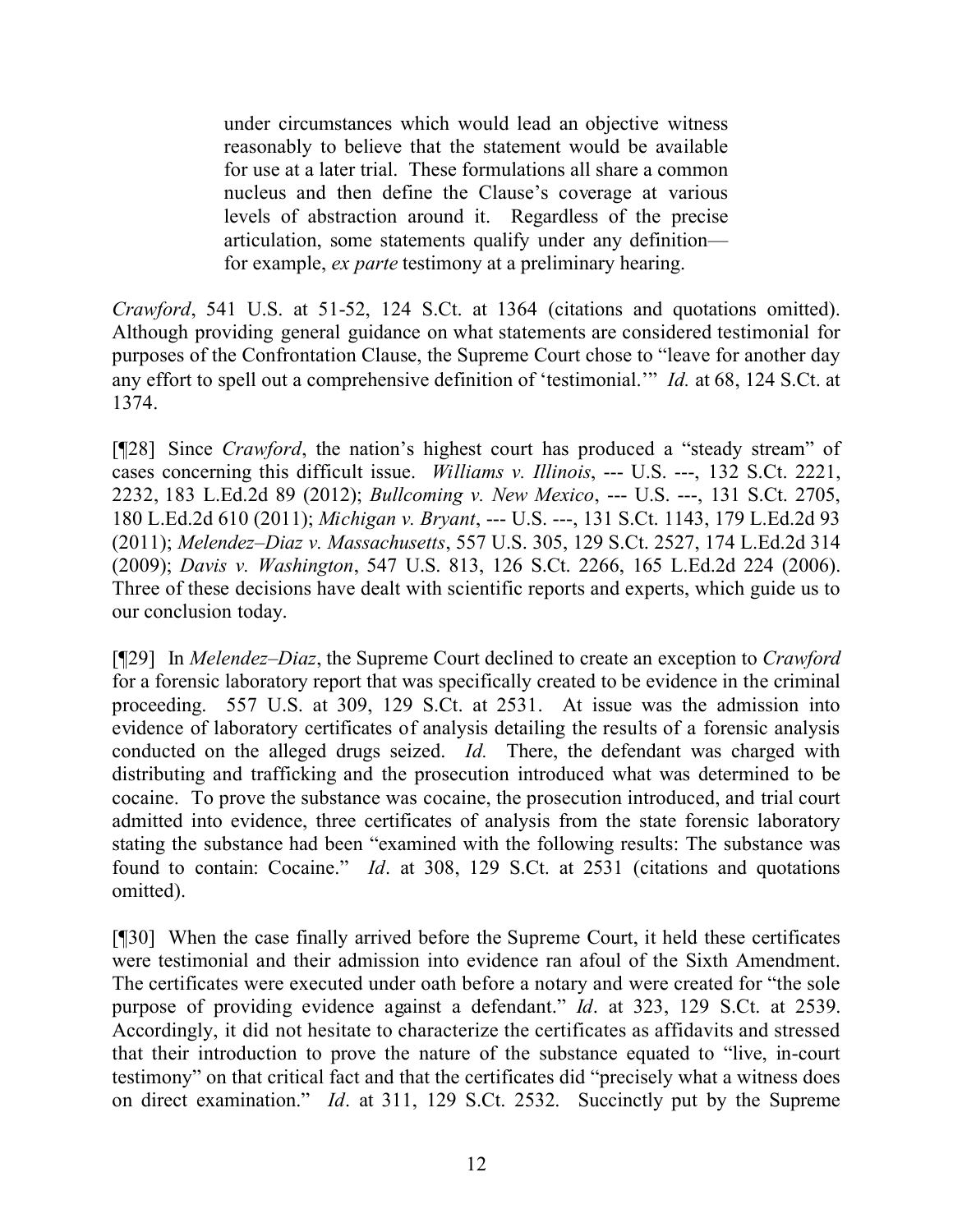> under circumstances which would lead an objective witness reasonably to believe that the statement would be available for use at a later trial. These formulations all share a common nucleus and then define the Clause's coverage at various levels of abstraction around it. Regardless of the precise articulation, some statements qualify under any definition—for example, *ex parte* testimony at a preliminary hearing.

*Crawford*, 541 U.S. at 51-52, 124 S.Ct. at 1364 (citations and quotations omitted). Although providing general guidance on what statements are considered testimonial for purposes of the Confrontation Clause, the Supreme Court chose to "leave for another day any effort to spell out a comprehensive definition of 'testimonial.'" *Id.* at 68, 124 S.Ct. at 1374.

[¶28] Since *Crawford*, the nation's highest court has produced a "steady stream" of cases concerning this difficult issue. *Williams v. Illinois*, --- U.S. ---, 132 S.Ct. 2221, 2232, 183 L.Ed.2d 89 (2012); *Bullcoming v. New Mexico*, --- U.S. ---, 131 S.Ct. 2705, 180 L.Ed.2d 610 (2011); *Michigan v. Bryant*, --- U.S. ---, 131 S.Ct. 1143, 179 L.Ed.2d 93 (2011); *Melendez–Diaz v. Massachusetts*, 557 U.S. 305, 129 S.Ct. 2527, 174 L.Ed.2d 314 (2009); *Davis v. Washington*, 547 U.S. 813, 126 S.Ct. 2266, 165 L.Ed.2d 224 (2006). Three of these decisions have dealt with scientific reports and experts, which guide us to our conclusion today.

[¶29] In *Melendez–Diaz*, the Supreme Court declined to create an exception to *Crawford* for a forensic laboratory report that was specifically created to be evidence in the criminal proceeding. 557 U.S. at 309, 129 S.Ct. at 2531. At issue was the admission into evidence of laboratory certificates of analysis detailing the results of a forensic analysis conducted on the alleged drugs seized. *Id.* There, the defendant was charged with distributing and trafficking and the prosecution introduced what was determined to be cocaine. To prove the substance was cocaine, the prosecution introduced, and trial court admitted into evidence, three certificates of analysis from the state forensic laboratory stating the substance had been "examined with the following results: The substance was found to contain: Cocaine." *Id*. at 308, 129 S.Ct. at 2531 (citations and quotations omitted).

[¶30] When the case finally arrived before the Supreme Court, it held these certificates were testimonial and their admission into evidence ran afoul of the Sixth Amendment. The certificates were executed under oath before a notary and were created for "the sole purpose of providing evidence against a defendant." *Id*. at 323, 129 S.Ct. at 2539. Accordingly, it did not hesitate to characterize the certificates as affidavits and stressed that their introduction to prove the nature of the substance equated to "live, in-court testimony" on that critical fact and that the certificates did "precisely what a witness does on direct examination." *Id*. at 311, 129 S.Ct. 2532. Succinctly put by the Supreme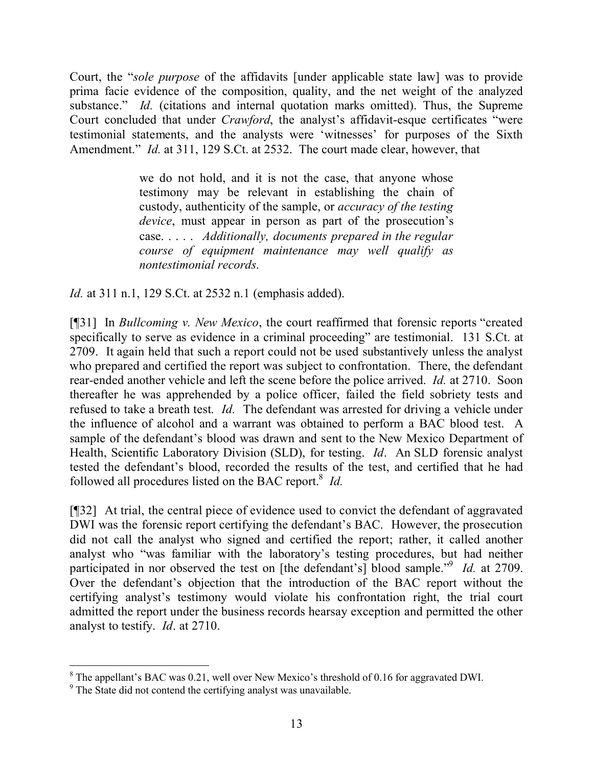Court, the "*sole purpose* of the affidavits [under applicable state law] was to provide prima facie evidence of the composition, quality, and the net weight of the analyzed substance." *Id.* (citations and internal quotation marks omitted). Thus, the Supreme Court concluded that under *Crawford*, the analyst's affidavit-esque certificates "were testimonial statements, and the analysts were 'witnesses' for purposes of the Sixth Amendment." *Id.* at 311, 129 S.Ct. at 2532. The court made clear, however, that

> we do not hold, and it is not the case, that anyone whose testimony may be relevant in establishing the chain of custody, authenticity of the sample, or *accuracy of the testing device*, must appear in person as part of the prosecution's case. . . . . *Additionally, documents prepared in the regular course of equipment maintenance may well qualify as nontestimonial records.*

*Id.* at 311 n.1, 129 S.Ct. at 2532 n.1 (emphasis added).

[¶31] In *Bullcoming v. New Mexico*, the court reaffirmed that forensic reports "created specifically to serve as evidence in a criminal proceeding" are testimonial. 131 S.Ct. at 2709. It again held that such a report could not be used substantively unless the analyst who prepared and certified the report was subject to confrontation. There, the defendant rear-ended another vehicle and left the scene before the police arrived. *Id.* at 2710. Soon thereafter he was apprehended by a police officer, failed the field sobriety tests and refused to take a breath test. *Id.* The defendant was arrested for driving a vehicle under the influence of alcohol and a warrant was obtained to perform a BAC blood test. A sample of the defendant's blood was drawn and sent to the New Mexico Department of Health, Scientific Laboratory Division (SLD), for testing. *Id*. An SLD forensic analyst tested the defendant's blood, recorded the results of the test, and certified that he had followed all procedures listed on the BAC report.[8] *Id.*

[¶32] At trial, the central piece of evidence used to convict the defendant of aggravated DWI was the forensic report certifying the defendant's BAC. However, the prosecution did not call the analyst who signed and certified the report; rather, it called another analyst who "was familiar with the laboratory's testing procedures, but had neither participated in nor observed the test on [the defendant's] blood sample."[9] *Id.* at 2709. Over the defendant's objection that the introduction of the BAC report without the certifying analyst's testimony would violate his confrontation right, the trial court admitted the report under the business records hearsay exception and permitted the other analyst to testify. *Id*. at 2710.

---

[8] The appellant's BAC was 0.21, well over New Mexico's threshold of 0.16 for aggravated DWI.

[9] The State did not contend the certifying analyst was unavailable.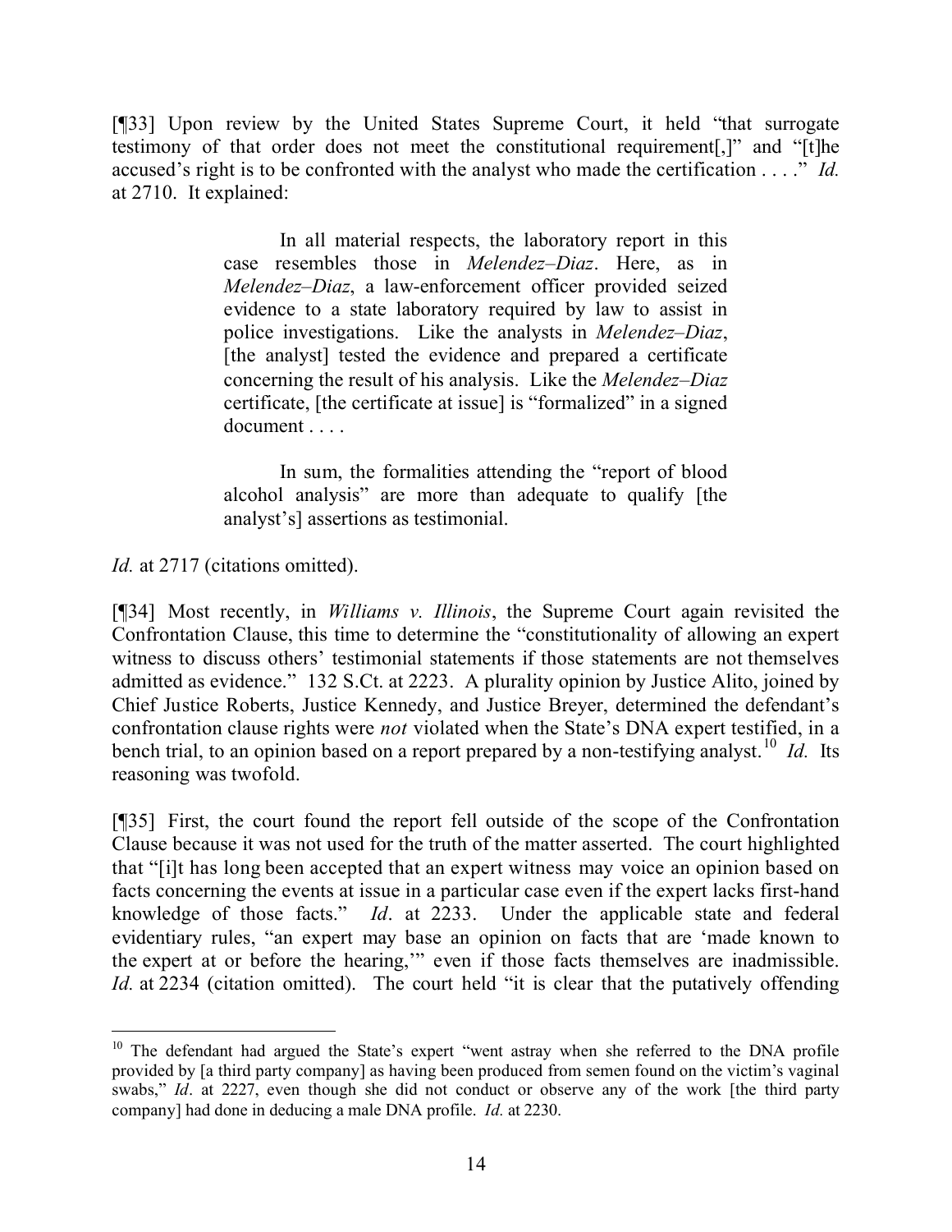[¶33] Upon review by the United States Supreme Court, it held "that surrogate testimony of that order does not meet the constitutional requirement[,]" and "[t]he accused's right is to be confronted with the analyst who made the certification . . . ." *Id.* at 2710. It explained:

> In all material respects, the laboratory report in this case resembles those in *Melendez–Diaz*. Here, as in *Melendez–Diaz*, a law-enforcement officer provided seized evidence to a state laboratory required by law to assist in police investigations. Like the analysts in *Melendez–Diaz*, [the analyst] tested the evidence and prepared a certificate concerning the result of his analysis. Like the *Melendez–Diaz* certificate, [the certificate at issue] is "formalized" in a signed document . . . .
>
> In sum, the formalities attending the "report of blood alcohol analysis" are more than adequate to qualify [the analyst's] assertions as testimonial.

*Id.* at 2717 (citations omitted).

[¶34] Most recently, in *Williams v. Illinois*, the Supreme Court again revisited the Confrontation Clause, this time to determine the "constitutionality of allowing an expert witness to discuss others' testimonial statements if those statements are not themselves admitted as evidence." 132 S.Ct. at 2223. A plurality opinion by Justice Alito, joined by Chief Justice Roberts, Justice Kennedy, and Justice Breyer, determined the defendant's confrontation clause rights were *not* violated when the State's DNA expert testified, in a bench trial, to an opinion based on a report prepared by a non-testifying analyst.[10] *Id.* Its reasoning was twofold.

[¶35] First, the court found the report fell outside of the scope of the Confrontation Clause because it was not used for the truth of the matter asserted. The court highlighted that "[i]t has long been accepted that an expert witness may voice an opinion based on facts concerning the events at issue in a particular case even if the expert lacks first-hand knowledge of those facts." *Id*. at 2233. Under the applicable state and federal evidentiary rules, "an expert may base an opinion on facts that are 'made known to the expert at or before the hearing,'" even if those facts themselves are inadmissible. *Id.* at 2234 (citation omitted). The court held "it is clear that the putatively offending

---

[10] The defendant had argued the State's expert "went astray when she referred to the DNA profile provided by [a third party company] as having been produced from semen found on the victim's vaginal swabs," *Id*. at 2227, even though she did not conduct or observe any of the work [the third party company] had done in deducing a male DNA profile. *Id.* at 2230.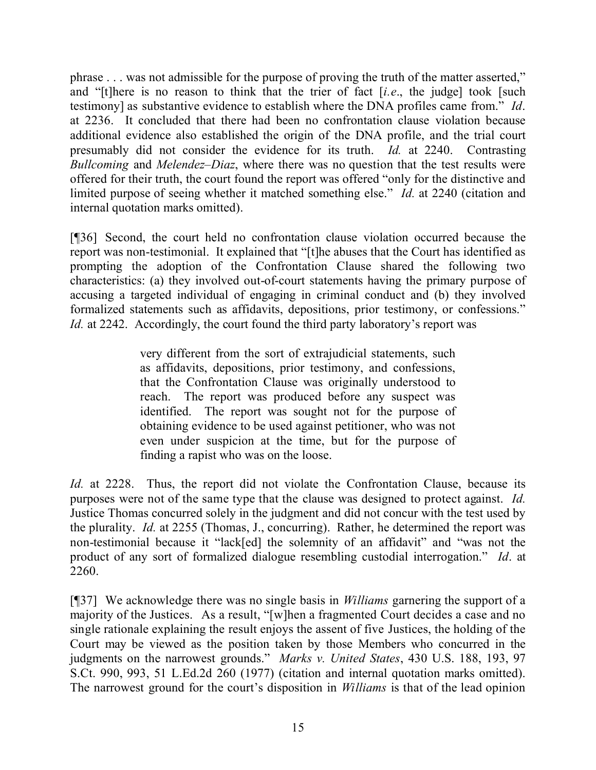phrase . . . was not admissible for the purpose of proving the truth of the matter asserted," and "[t]here is no reason to think that the trier of fact [*i.e*., the judge] took [such testimony] as substantive evidence to establish where the DNA profiles came from." *Id*. at 2236. It concluded that there had been no confrontation clause violation because additional evidence also established the origin of the DNA profile, and the trial court presumably did not consider the evidence for its truth. *Id.* at 2240. Contrasting *Bullcoming* and *Melendez–Diaz*, where there was no question that the test results were offered for their truth, the court found the report was offered "only for the distinctive and limited purpose of seeing whether it matched something else." *Id.* at 2240 (citation and internal quotation marks omitted).

[¶36] Second, the court held no confrontation clause violation occurred because the report was non-testimonial. It explained that "[t]he abuses that the Court has identified as prompting the adoption of the Confrontation Clause shared the following two characteristics: (a) they involved out-of-court statements having the primary purpose of accusing a targeted individual of engaging in criminal conduct and (b) they involved formalized statements such as affidavits, depositions, prior testimony, or confessions." *Id.* at 2242. Accordingly, the court found the third party laboratory's report was

> very different from the sort of extrajudicial statements, such as affidavits, depositions, prior testimony, and confessions, that the Confrontation Clause was originally understood to reach. The report was produced before any suspect was identified. The report was sought not for the purpose of obtaining evidence to be used against petitioner, who was not even under suspicion at the time, but for the purpose of finding a rapist who was on the loose.

*Id.* at 2228. Thus, the report did not violate the Confrontation Clause, because its purposes were not of the same type that the clause was designed to protect against. *Id.* Justice Thomas concurred solely in the judgment and did not concur with the test used by the plurality. *Id.* at 2255 (Thomas, J., concurring). Rather, he determined the report was non-testimonial because it "lack[ed] the solemnity of an affidavit" and "was not the product of any sort of formalized dialogue resembling custodial interrogation." *Id*. at 2260.

[¶37] We acknowledge there was no single basis in *Williams* garnering the support of a majority of the Justices. As a result, "[w]hen a fragmented Court decides a case and no single rationale explaining the result enjoys the assent of five Justices, the holding of the Court may be viewed as the position taken by those Members who concurred in the judgments on the narrowest grounds." *Marks v. United States*, 430 U.S. 188, 193, 97 S.Ct. 990, 993, 51 L.Ed.2d 260 (1977) (citation and internal quotation marks omitted). The narrowest ground for the court's disposition in *Williams* is that of the lead opinion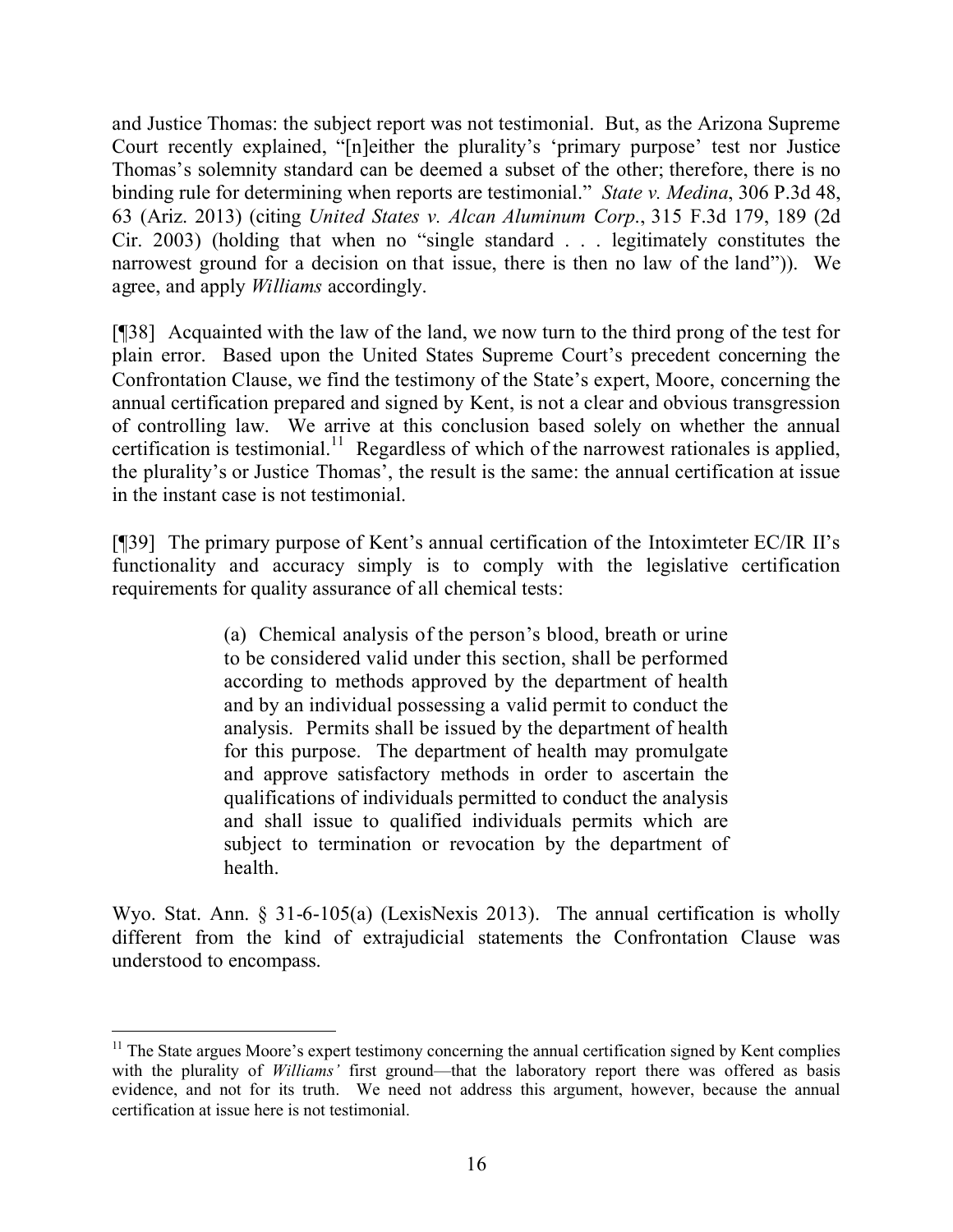and Justice Thomas: the subject report was not testimonial. But, as the Arizona Supreme Court recently explained, "[n]either the plurality's 'primary purpose' test nor Justice Thomas's solemnity standard can be deemed a subset of the other; therefore, there is no binding rule for determining when reports are testimonial." *State v. Medina*, 306 P.3d 48, 63 (Ariz. 2013) (citing *United States v. Alcan Aluminum Corp.*, 315 F.3d 179, 189 (2d Cir. 2003) (holding that when no "single standard . . . legitimately constitutes the narrowest ground for a decision on that issue, there is then no law of the land")). We agree, and apply *Williams* accordingly.

[¶38] Acquainted with the law of the land, we now turn to the third prong of the test for plain error. Based upon the United States Supreme Court's precedent concerning the Confrontation Clause, we find the testimony of the State's expert, Moore, concerning the annual certification prepared and signed by Kent, is not a clear and obvious transgression of controlling law. We arrive at this conclusion based solely on whether the annual certification is testimonial.[11] Regardless of which of the narrowest rationales is applied, the plurality's or Justice Thomas', the result is the same: the annual certification at issue in the instant case is not testimonial.

[¶39] The primary purpose of Kent's annual certification of the Intoximteter EC/IR II's functionality and accuracy simply is to comply with the legislative certification requirements for quality assurance of all chemical tests:

> (a) Chemical analysis of the person's blood, breath or urine to be considered valid under this section, shall be performed according to methods approved by the department of health and by an individual possessing a valid permit to conduct the analysis. Permits shall be issued by the department of health for this purpose. The department of health may promulgate and approve satisfactory methods in order to ascertain the qualifications of individuals permitted to conduct the analysis and shall issue to qualified individuals permits which are subject to termination or revocation by the department of health.

Wyo. Stat. Ann. § 31-6-105(a) (LexisNexis 2013). The annual certification is wholly different from the kind of extrajudicial statements the Confrontation Clause was understood to encompass.

---

[11] The State argues Moore's expert testimony concerning the annual certification signed by Kent complies with the plurality of *Williams'* first ground—that the laboratory report there was offered as basis evidence, and not for its truth. We need not address this argument, however, because the annual certification at issue here is not testimonial.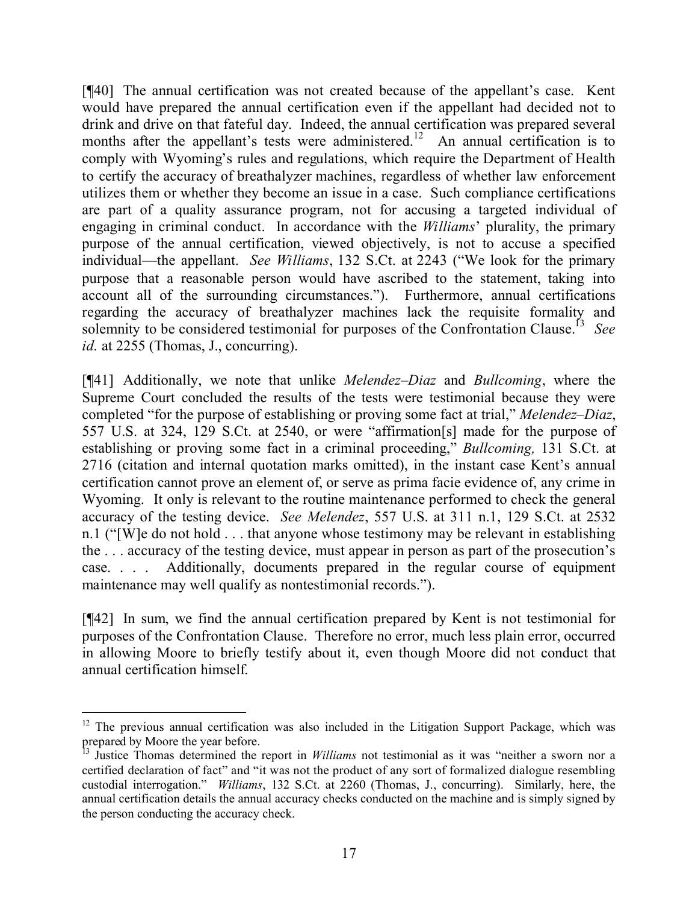[¶40] The annual certification was not created because of the appellant's case. Kent would have prepared the annual certification even if the appellant had decided not to drink and drive on that fateful day. Indeed, the annual certification was prepared several months after the appellant's tests were administered.[12] An annual certification is to comply with Wyoming's rules and regulations, which require the Department of Health to certify the accuracy of breathalyzer machines, regardless of whether law enforcement utilizes them or whether they become an issue in a case. Such compliance certifications are part of a quality assurance program, not for accusing a targeted individual of engaging in criminal conduct. In accordance with the *Williams*' plurality, the primary purpose of the annual certification, viewed objectively, is not to accuse a specified individual—the appellant. *See Williams*, 132 S.Ct. at 2243 ("We look for the primary purpose that a reasonable person would have ascribed to the statement, taking into account all of the surrounding circumstances."). Furthermore, annual certifications regarding the accuracy of breathalyzer machines lack the requisite formality and solemnity to be considered testimonial for purposes of the Confrontation Clause.[13] *See id.* at 2255 (Thomas, J., concurring).

[¶41] Additionally, we note that unlike *Melendez–Diaz* and *Bullcoming*, where the Supreme Court concluded the results of the tests were testimonial because they were completed "for the purpose of establishing or proving some fact at trial," *Melendez–Diaz*, 557 U.S. at 324, 129 S.Ct. at 2540, or were "affirmation[s] made for the purpose of establishing or proving some fact in a criminal proceeding," *Bullcoming,* 131 S.Ct. at 2716 (citation and internal quotation marks omitted), in the instant case Kent's annual certification cannot prove an element of, or serve as prima facie evidence of, any crime in Wyoming. It only is relevant to the routine maintenance performed to check the general accuracy of the testing device. *See Melendez*, 557 U.S. at 311 n.1, 129 S.Ct. at 2532 n.1 ("[W]e do not hold . . . that anyone whose testimony may be relevant in establishing the . . . accuracy of the testing device, must appear in person as part of the prosecution's case. . . . Additionally, documents prepared in the regular course of equipment maintenance may well qualify as nontestimonial records.").

[¶42] In sum, we find the annual certification prepared by Kent is not testimonial for purposes of the Confrontation Clause. Therefore no error, much less plain error, occurred in allowing Moore to briefly testify about it, even though Moore did not conduct that annual certification himself.

---

[12] The previous annual certification was also included in the Litigation Support Package, which was prepared by Moore the year before.

[13] Justice Thomas determined the report in *Williams* not testimonial as it was "neither a sworn nor a certified declaration of fact" and "it was not the product of any sort of formalized dialogue resembling custodial interrogation." *Williams*, 132 S.Ct. at 2260 (Thomas, J., concurring). Similarly, here, the annual certification details the annual accuracy checks conducted on the machine and is simply signed by the person conducting the accuracy check.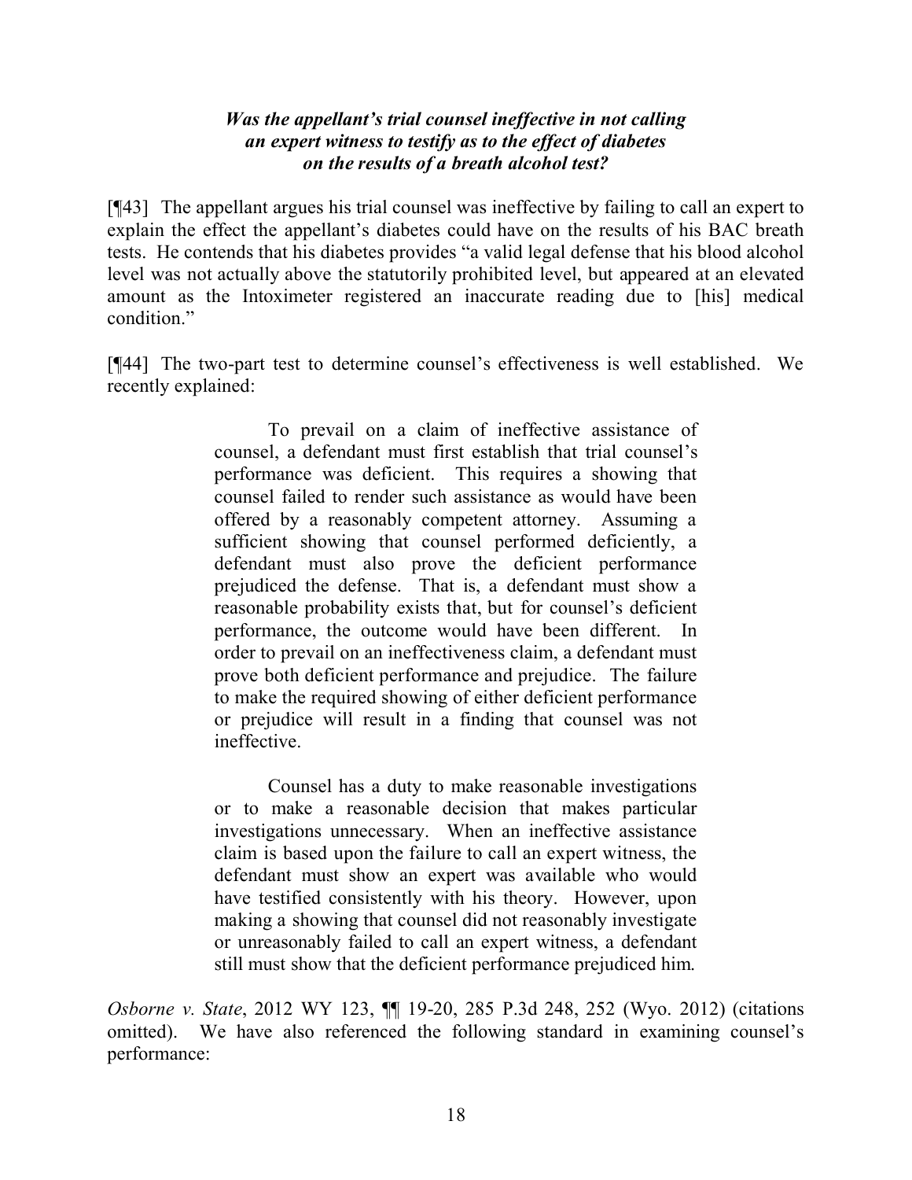***Was the appellant's trial counsel ineffective in not calling an expert witness to testify as to the effect of diabetes on the results of a breath alcohol test?***

[¶43] The appellant argues his trial counsel was ineffective by failing to call an expert to explain the effect the appellant's diabetes could have on the results of his BAC breath tests. He contends that his diabetes provides "a valid legal defense that his blood alcohol level was not actually above the statutorily prohibited level, but appeared at an elevated amount as the Intoximeter registered an inaccurate reading due to [his] medical condition."

[¶44] The two-part test to determine counsel's effectiveness is well established. We recently explained:

> To prevail on a claim of ineffective assistance of counsel, a defendant must first establish that trial counsel's performance was deficient. This requires a showing that counsel failed to render such assistance as would have been offered by a reasonably competent attorney. Assuming a sufficient showing that counsel performed deficiently, a defendant must also prove the deficient performance prejudiced the defense. That is, a defendant must show a reasonable probability exists that, but for counsel's deficient performance, the outcome would have been different. In order to prevail on an ineffectiveness claim, a defendant must prove both deficient performance and prejudice. The failure to make the required showing of either deficient performance or prejudice will result in a finding that counsel was not ineffective.
>
> Counsel has a duty to make reasonable investigations or to make a reasonable decision that makes particular investigations unnecessary. When an ineffective assistance claim is based upon the failure to call an expert witness, the defendant must show an expert was available who would have testified consistently with his theory. However, upon making a showing that counsel did not reasonably investigate or unreasonably failed to call an expert witness, a defendant still must show that the deficient performance prejudiced him.

*Osborne v. State*, 2012 WY 123, ¶¶ 19-20, 285 P.3d 248, 252 (Wyo. 2012) (citations omitted). We have also referenced the following standard in examining counsel's performance: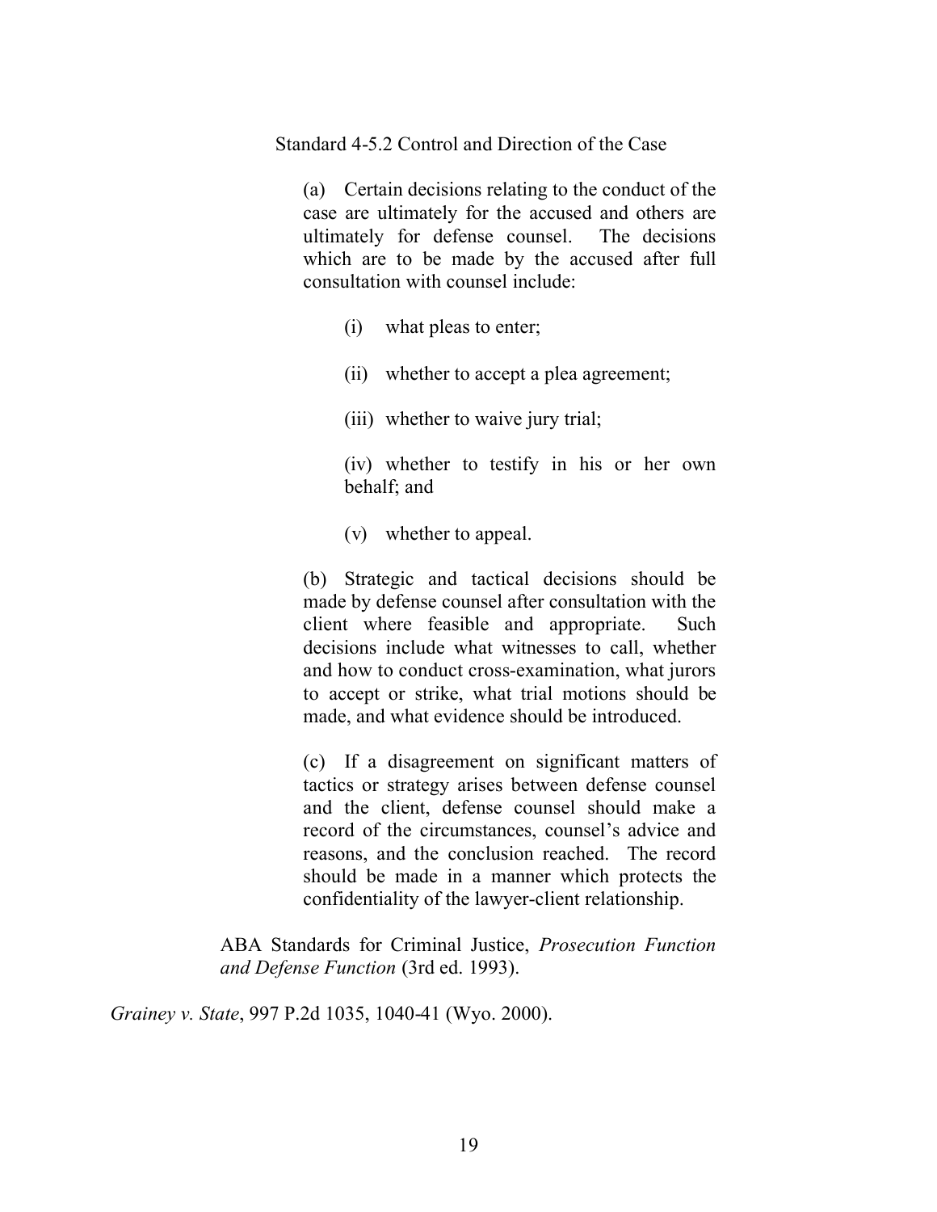> Standard 4-5.2 Control and Direction of the Case
>
> > (a) Certain decisions relating to the conduct of the case are ultimately for the accused and others are ultimately for defense counsel. The decisions which are to be made by the accused after full consultation with counsel include:
> >
> > > (i) what pleas to enter;
> > >
> > > (ii) whether to accept a plea agreement;
> > >
> > > (iii) whether to waive jury trial;
> > >
> > > (iv) whether to testify in his or her own behalf; and
> > >
> > > (v) whether to appeal.
> >
> > (b) Strategic and tactical decisions should be made by defense counsel after consultation with the client where feasible and appropriate. Such decisions include what witnesses to call, whether and how to conduct cross-examination, what jurors to accept or strike, what trial motions should be made, and what evidence should be introduced.
> >
> > (c) If a disagreement on significant matters of tactics or strategy arises between defense counsel and the client, defense counsel should make a record of the circumstances, counsel's advice and reasons, and the conclusion reached. The record should be made in a manner which protects the confidentiality of the lawyer-client relationship.
>
> ABA Standards for Criminal Justice, *Prosecution Function and Defense Function* (3rd ed. 1993).

*Grainey v. State*, 997 P.2d 1035, 1040-41 (Wyo. 2000).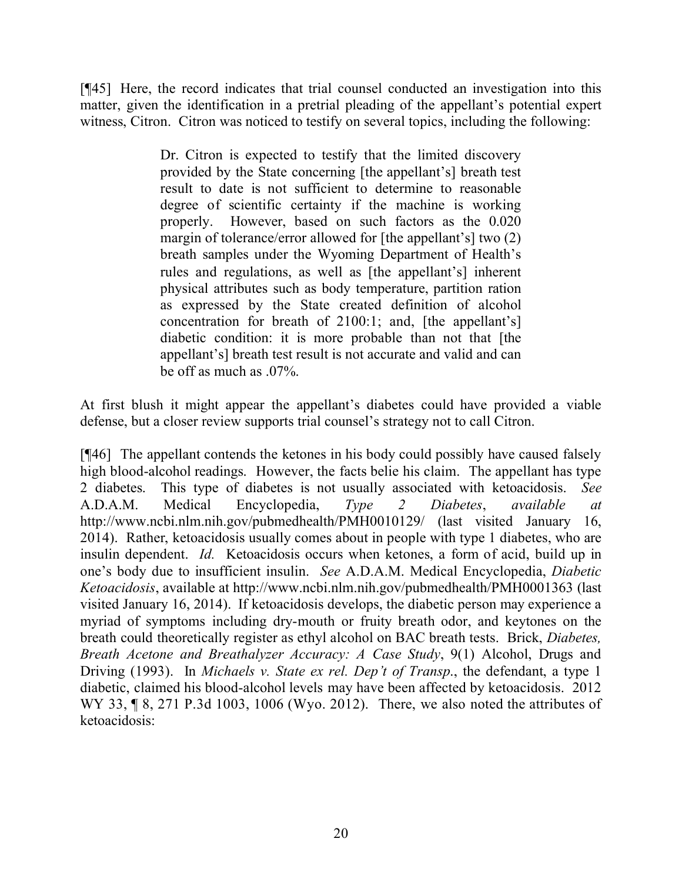[¶45] Here, the record indicates that trial counsel conducted an investigation into this matter, given the identification in a pretrial pleading of the appellant's potential expert witness, Citron. Citron was noticed to testify on several topics, including the following:

> Dr. Citron is expected to testify that the limited discovery provided by the State concerning [the appellant's] breath test result to date is not sufficient to determine to reasonable degree of scientific certainty if the machine is working properly. However, based on such factors as the 0.020 margin of tolerance/error allowed for [the appellant's] two (2) breath samples under the Wyoming Department of Health's rules and regulations, as well as [the appellant's] inherent physical attributes such as body temperature, partition ration as expressed by the State created definition of alcohol concentration for breath of 2100:1; and, [the appellant's] diabetic condition: it is more probable than not that [the appellant's] breath test result is not accurate and valid and can be off as much as .07%.

At first blush it might appear the appellant's diabetes could have provided a viable defense, but a closer review supports trial counsel's strategy not to call Citron.

[¶46] The appellant contends the ketones in his body could possibly have caused falsely high blood-alcohol readings. However, the facts belie his claim. The appellant has type 2 diabetes. This type of diabetes is not usually associated with ketoacidosis. *See* A.D.A.M. Medical Encyclopedia, *Type 2 Diabetes*, *available at* http://www.ncbi.nlm.nih.gov/pubmedhealth/PMH0010129/ (last visited January 16, 2014). Rather, ketoacidosis usually comes about in people with type 1 diabetes, who are insulin dependent. *Id.* Ketoacidosis occurs when ketones, a form of acid, build up in one's body due to insufficient insulin. *See* A.D.A.M. Medical Encyclopedia, *Diabetic Ketoacidosis*, available at http://www.ncbi.nlm.nih.gov/pubmedhealth/PMH0001363 (last visited January 16, 2014). If ketoacidosis develops, the diabetic person may experience a myriad of symptoms including dry-mouth or fruity breath odor, and keytones on the breath could theoretically register as ethyl alcohol on BAC breath tests. Brick, *Diabetes, Breath Acetone and Breathalyzer Accuracy: A Case Study*, 9(1) Alcohol, Drugs and Driving (1993). In *Michaels v. State ex rel. Dep't of Transp.*, the defendant, a type 1 diabetic, claimed his blood-alcohol levels may have been affected by ketoacidosis. 2012 WY 33, ¶ 8, 271 P.3d 1003, 1006 (Wyo. 2012). There, we also noted the attributes of ketoacidosis: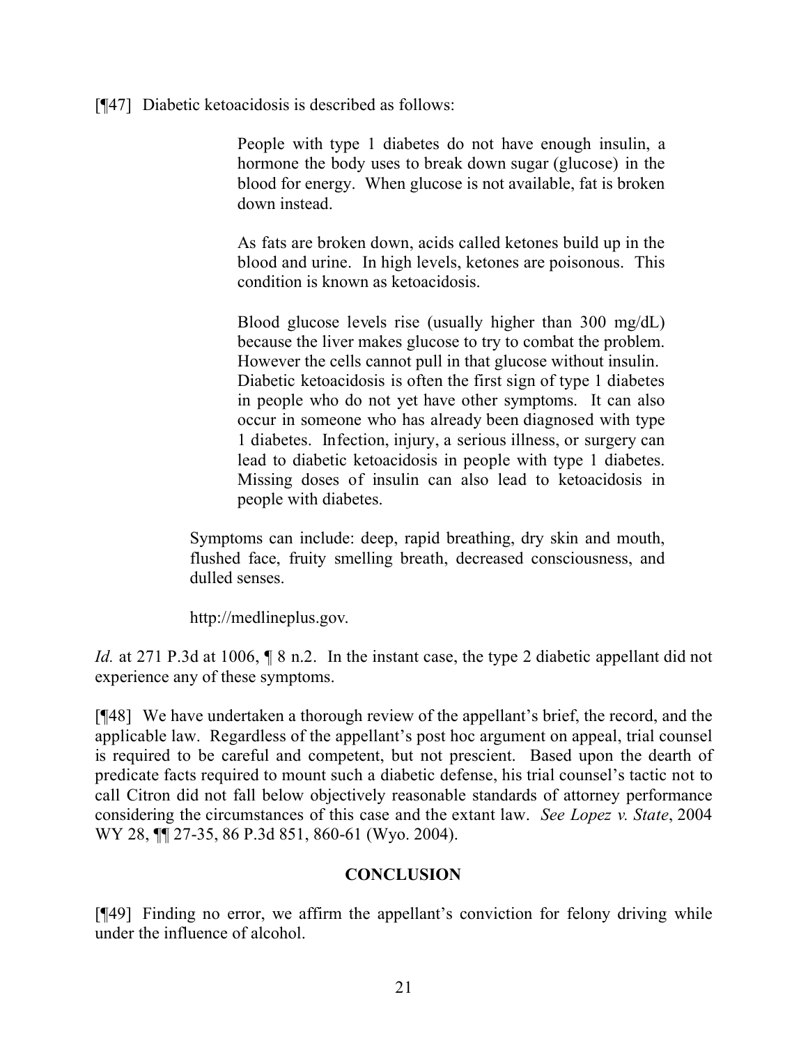[¶47] Diabetic ketoacidosis is described as follows:

> People with type 1 diabetes do not have enough insulin, a hormone the body uses to break down sugar (glucose) in the blood for energy. When glucose is not available, fat is broken down instead.
>
> As fats are broken down, acids called ketones build up in the blood and urine. In high levels, ketones are poisonous. This condition is known as ketoacidosis.
>
> Blood glucose levels rise (usually higher than 300 mg/dL) because the liver makes glucose to try to combat the problem. However the cells cannot pull in that glucose without insulin. Diabetic ketoacidosis is often the first sign of type 1 diabetes in people who do not yet have other symptoms. It can also occur in someone who has already been diagnosed with type 1 diabetes. Infection, injury, a serious illness, or surgery can lead to diabetic ketoacidosis in people with type 1 diabetes. Missing doses of insulin can also lead to ketoacidosis in people with diabetes.
>
> Symptoms can include: deep, rapid breathing, dry skin and mouth, flushed face, fruity smelling breath, decreased consciousness, and dulled senses.
>
> http://medlineplus.gov.

*Id.* at 271 P.3d at 1006, ¶ 8 n.2. In the instant case, the type 2 diabetic appellant did not experience any of these symptoms.

[¶48] We have undertaken a thorough review of the appellant's brief, the record, and the applicable law. Regardless of the appellant's post hoc argument on appeal, trial counsel is required to be careful and competent, but not prescient. Based upon the dearth of predicate facts required to mount such a diabetic defense, his trial counsel's tactic not to call Citron did not fall below objectively reasonable standards of attorney performance considering the circumstances of this case and the extant law. *See Lopez v. State*, 2004 WY 28, ¶¶ 27-35, 86 P.3d 851, 860-61 (Wyo. 2004).

## CONCLUSION

[¶49] Finding no error, we affirm the appellant's conviction for felony driving while under the influence of alcohol.